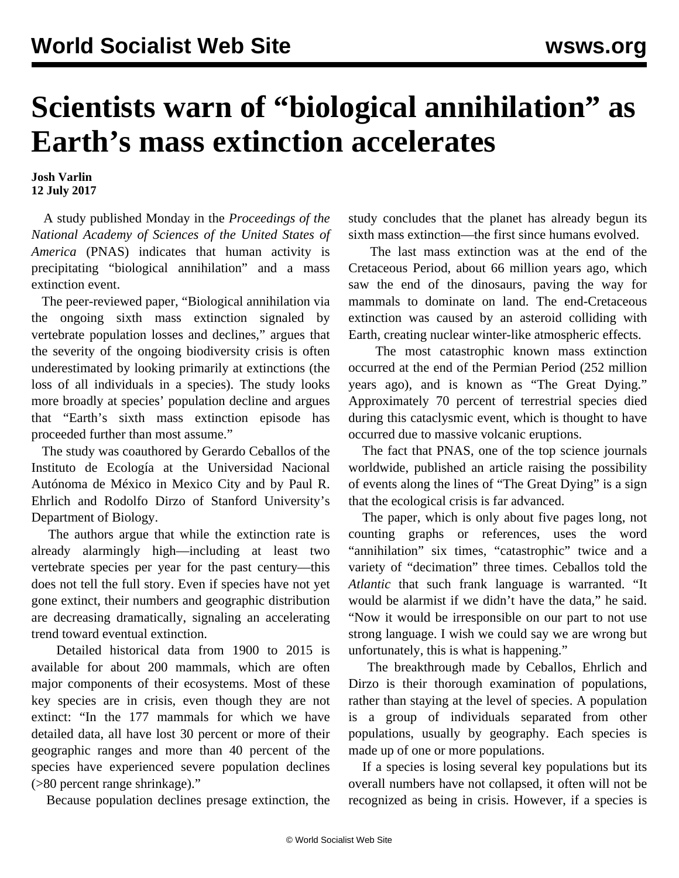# Scientists warn of "biological annihilation" as Earth's mass extinction accelerates

**Josh Varlin**
**12 July 2017**

A study published Monday in the *Proceedings of the National Academy of Sciences of the United States of America* (PNAS) indicates that human activity is precipitating "biological annihilation" and a mass extinction event.

The peer-reviewed paper, "Biological annihilation via the ongoing sixth mass extinction signaled by vertebrate population losses and declines," argues that the severity of the ongoing biodiversity crisis is often underestimated by looking primarily at extinctions (the loss of all individuals in a species). The study looks more broadly at species' population decline and argues that "Earth's sixth mass extinction episode has proceeded further than most assume."

The study was coauthored by Gerardo Ceballos of the Instituto de Ecología at the Universidad Nacional Autónoma de México in Mexico City and by Paul R. Ehrlich and Rodolfo Dirzo of Stanford University's Department of Biology.

The authors argue that while the extinction rate is already alarmingly high—including at least two vertebrate species per year for the past century—this does not tell the full story. Even if species have not yet gone extinct, their numbers and geographic distribution are decreasing dramatically, signaling an accelerating trend toward eventual extinction.

Detailed historical data from 1900 to 2015 is available for about 200 mammals, which are often major components of their ecosystems. Most of these key species are in crisis, even though they are not extinct: "In the 177 mammals for which we have detailed data, all have lost 30 percent or more of their geographic ranges and more than 40 percent of the species have experienced severe population declines (>80 percent range shrinkage)."

Because population declines presage extinction, the study concludes that the planet has already begun its sixth mass extinction—the first since humans evolved.

The last mass extinction was at the end of the Cretaceous Period, about 66 million years ago, which saw the end of the dinosaurs, paving the way for mammals to dominate on land. The end-Cretaceous extinction was caused by an asteroid colliding with Earth, creating nuclear winter-like atmospheric effects.

The most catastrophic known mass extinction occurred at the end of the Permian Period (252 million years ago), and is known as "The Great Dying." Approximately 70 percent of terrestrial species died during this cataclysmic event, which is thought to have occurred due to massive volcanic eruptions.

The fact that PNAS, one of the top science journals worldwide, published an article raising the possibility of events along the lines of "The Great Dying" is a sign that the ecological crisis is far advanced.

The paper, which is only about five pages long, not counting graphs or references, uses the word "annihilation" six times, "catastrophic" twice and a variety of "decimation" three times. Ceballos told the *Atlantic* that such frank language is warranted. "It would be alarmist if we didn't have the data," he said. "Now it would be irresponsible on our part to not use strong language. I wish we could say we are wrong but unfortunately, this is what is happening."

The breakthrough made by Ceballos, Ehrlich and Dirzo is their thorough examination of populations, rather than staying at the level of species. A population is a group of individuals separated from other populations, usually by geography. Each species is made up of one or more populations.

If a species is losing several key populations but its overall numbers have not collapsed, it often will not be recognized as being in crisis. However, if a species is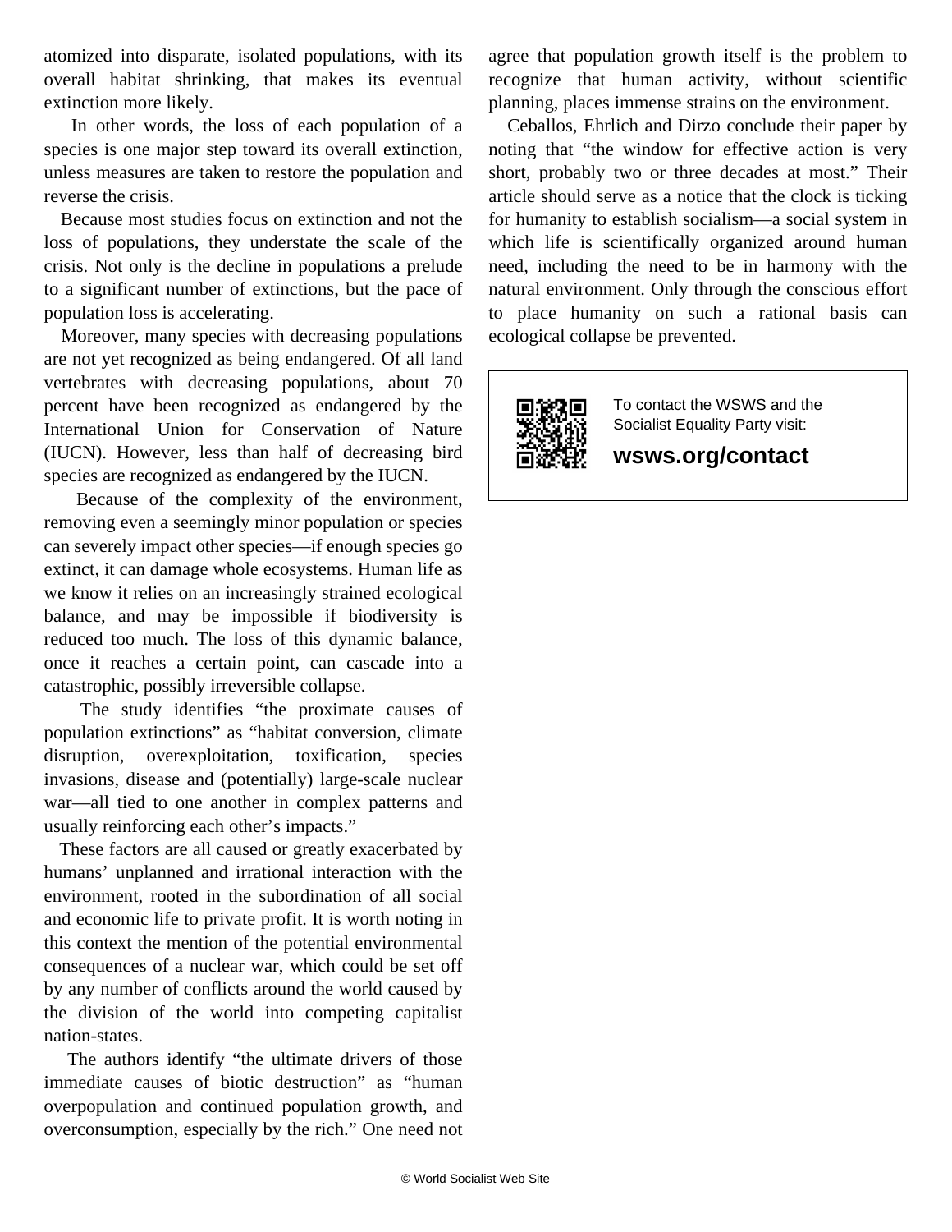atomized into disparate, isolated populations, with its overall habitat shrinking, that makes its eventual extinction more likely.

In other words, the loss of each population of a species is one major step toward its overall extinction, unless measures are taken to restore the population and reverse the crisis.

Because most studies focus on extinction and not the loss of populations, they understate the scale of the crisis. Not only is the decline in populations a prelude to a significant number of extinctions, but the pace of population loss is accelerating.

Moreover, many species with decreasing populations are not yet recognized as being endangered. Of all land vertebrates with decreasing populations, about 70 percent have been recognized as endangered by the International Union for Conservation of Nature (IUCN). However, less than half of decreasing bird species are recognized as endangered by the IUCN.

Because of the complexity of the environment, removing even a seemingly minor population or species can severely impact other species—if enough species go extinct, it can damage whole ecosystems. Human life as we know it relies on an increasingly strained ecological balance, and may be impossible if biodiversity is reduced too much. The loss of this dynamic balance, once it reaches a certain point, can cascade into a catastrophic, possibly irreversible collapse.

The study identifies "the proximate causes of population extinctions" as "habitat conversion, climate disruption, overexploitation, toxification, species invasions, disease and (potentially) large-scale nuclear war—all tied to one another in complex patterns and usually reinforcing each other's impacts."

These factors are all caused or greatly exacerbated by humans' unplanned and irrational interaction with the environment, rooted in the subordination of all social and economic life to private profit. It is worth noting in this context the mention of the potential environmental consequences of a nuclear war, which could be set off by any number of conflicts around the world caused by the division of the world into competing capitalist nation-states.

The authors identify "the ultimate drivers of those immediate causes of biotic destruction" as "human overpopulation and continued population growth, and overconsumption, especially by the rich." One need not agree that population growth itself is the problem to recognize that human activity, without scientific planning, places immense strains on the environment.

Ceballos, Ehrlich and Dirzo conclude their paper by noting that "the window for effective action is very short, probably two or three decades at most." Their article should serve as a notice that the clock is ticking for humanity to establish socialism—a social system in which life is scientifically organized around human need, including the need to be in harmony with the natural environment. Only through the conscious effort to place humanity on such a rational basis can ecological collapse be prevented.

To contact the WSWS and the Socialist Equality Party visit:

**wsws.org/contact**